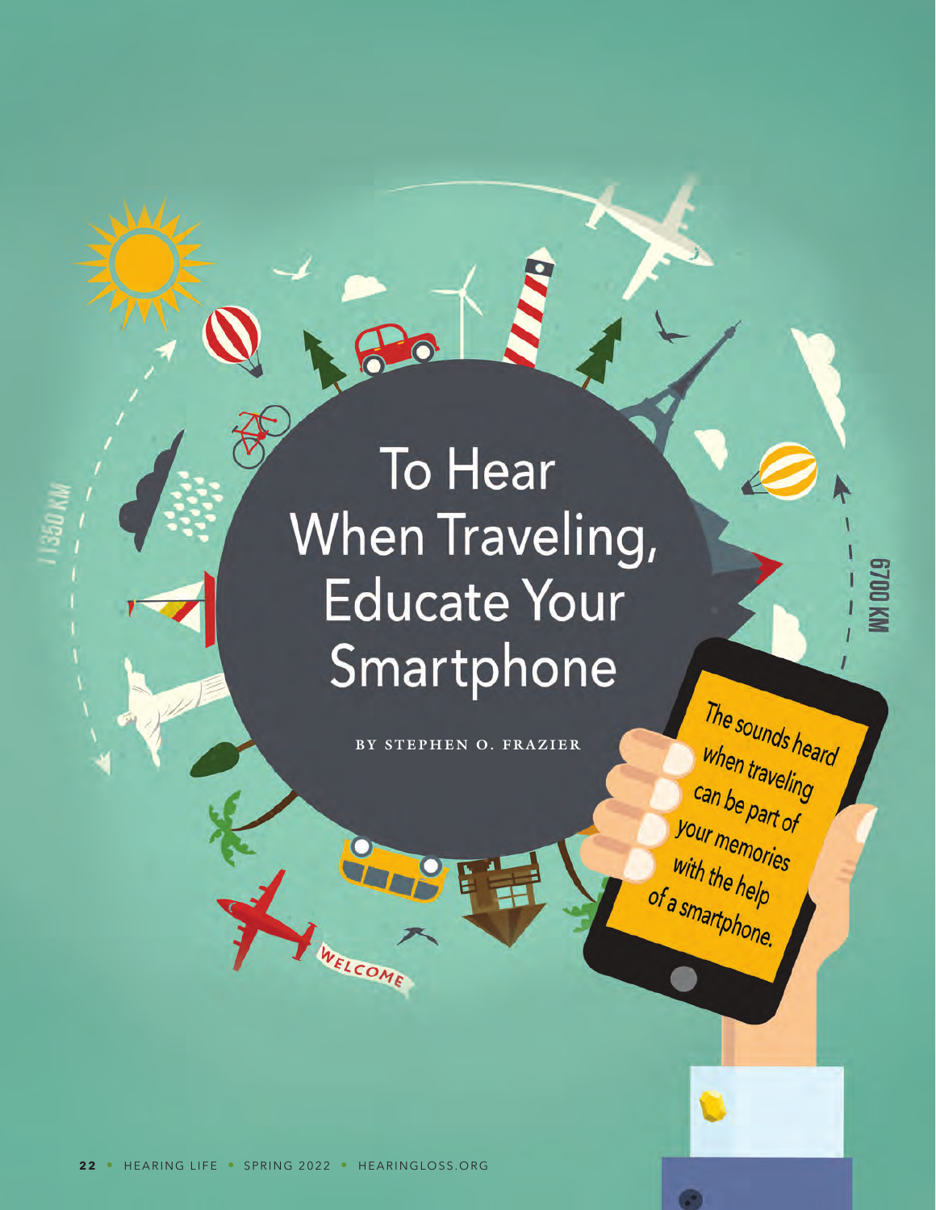# To Hear When Traveling, Educate Your Smartphone

BY STEPHEN O. FRAZIER

The sounds heard when traveling can be part of your memories with the help of a smartphone.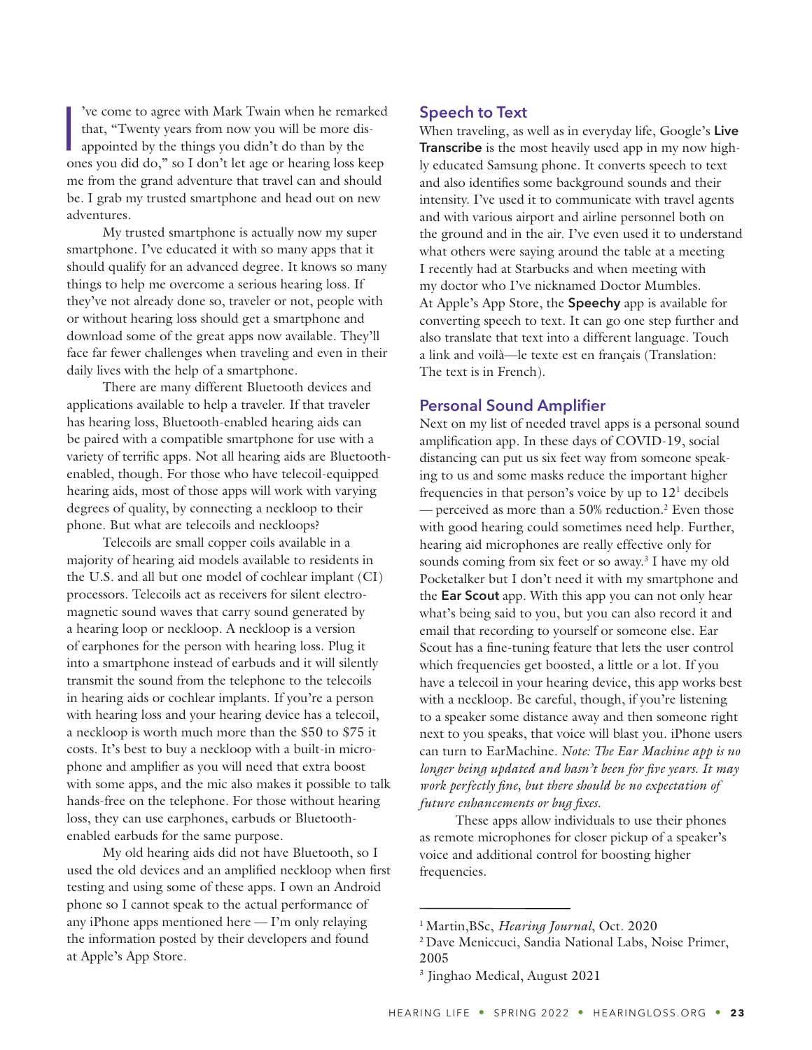I've come to agree with Mark Twain when he remarked that, "Twenty years from now you will be more disappointed by the things you didn't do than by the ones you did do," so I don't let age or hearing loss keep me from the grand adventure that travel can and should be. I grab my trusted smartphone and head out on new adventures.

My trusted smartphone is actually now my super smartphone. I've educated it with so many apps that it should qualify for an advanced degree. It knows so many things to help me overcome a serious hearing loss. If they've not already done so, traveler or not, people with or without hearing loss should get a smartphone and download some of the great apps now available. They'll face far fewer challenges when traveling and even in their daily lives with the help of a smartphone.

There are many different Bluetooth devices and applications available to help a traveler. If that traveler has hearing loss, Bluetooth-enabled hearing aids can be paired with a compatible smartphone for use with a variety of terrific apps. Not all hearing aids are Bluetooth-enabled, though. For those who have telecoil-equipped hearing aids, most of those apps will work with varying degrees of quality, by connecting a neckloop to their phone. But what are telecoils and neckloops?

Telecoils are small copper coils available in a majority of hearing aid models available to residents in the U.S. and all but one model of cochlear implant (CI) processors. Telecoils act as receivers for silent electromagnetic sound waves that carry sound generated by a hearing loop or neckloop. A neckloop is a version of earphones for the person with hearing loss. Plug it into a smartphone instead of earbuds and it will silently transmit the sound from the telephone to the telecoils in hearing aids or cochlear implants. If you're a person with hearing loss and your hearing device has a telecoil, a neckloop is worth much more than the $50 to $75 it costs. It's best to buy a neckloop with a built-in microphone and amplifier as you will need that extra boost with some apps, and the mic also makes it possible to talk hands-free on the telephone. For those without hearing loss, they can use earphones, earbuds or Bluetooth-enabled earbuds for the same purpose.

My old hearing aids did not have Bluetooth, so I used the old devices and an amplified neckloop when first testing and using some of these apps. I own an Android phone so I cannot speak to the actual performance of any iPhone apps mentioned here — I'm only relaying the information posted by their developers and found at Apple's App Store.

## Speech to Text

When traveling, as well as in everyday life, Google's **Live Transcribe** is the most heavily used app in my now highly educated Samsung phone. It converts speech to text and also identifies some background sounds and their intensity. I've used it to communicate with travel agents and with various airport and airline personnel both on the ground and in the air. I've even used it to understand what others were saying around the table at a meeting I recently had at Starbucks and when meeting with my doctor who I've nicknamed Doctor Mumbles. At Apple's App Store, the **Speechy** app is available for converting speech to text. It can go one step further and also translate that text into a different language. Touch a link and voilà—le texte est en français (Translation: The text is in French).

## Personal Sound Amplifier

Next on my list of needed travel apps is a personal sound amplification app. In these days of COVID-19, social distancing can put us six feet way from someone speaking to us and some masks reduce the important higher frequencies in that person's voice by up to 12[1] decibels — perceived as more than a 50% reduction.[2] Even those with good hearing could sometimes need help. Further, hearing aid microphones are really effective only for sounds coming from six feet or so away.[3] I have my old Pocketalker but I don't need it with my smartphone and the **Ear Scout** app. With this app you can not only hear what's being said to you, but you can also record it and email that recording to yourself or someone else. Ear Scout has a fine-tuning feature that lets the user control which frequencies get boosted, a little or a lot. If you have a telecoil in your hearing device, this app works best with a neckloop. Be careful, though, if you're listening to a speaker some distance away and then someone right next to you speaks, that voice will blast you. iPhone users can turn to EarMachine. *Note: The Ear Machine app is no longer being updated and hasn't been for five years. It may work perfectly fine, but there should be no expectation of future enhancements or bug fixes.*

These apps allow individuals to use their phones as remote microphones for closer pickup of a speaker's voice and additional control for boosting higher frequencies.

---

[1] Martin,BSc, *Hearing Journal*, Oct. 2020

[2] Dave Meniccuci, Sandia National Labs, Noise Primer, 2005

[3] Jinghao Medical, August 2021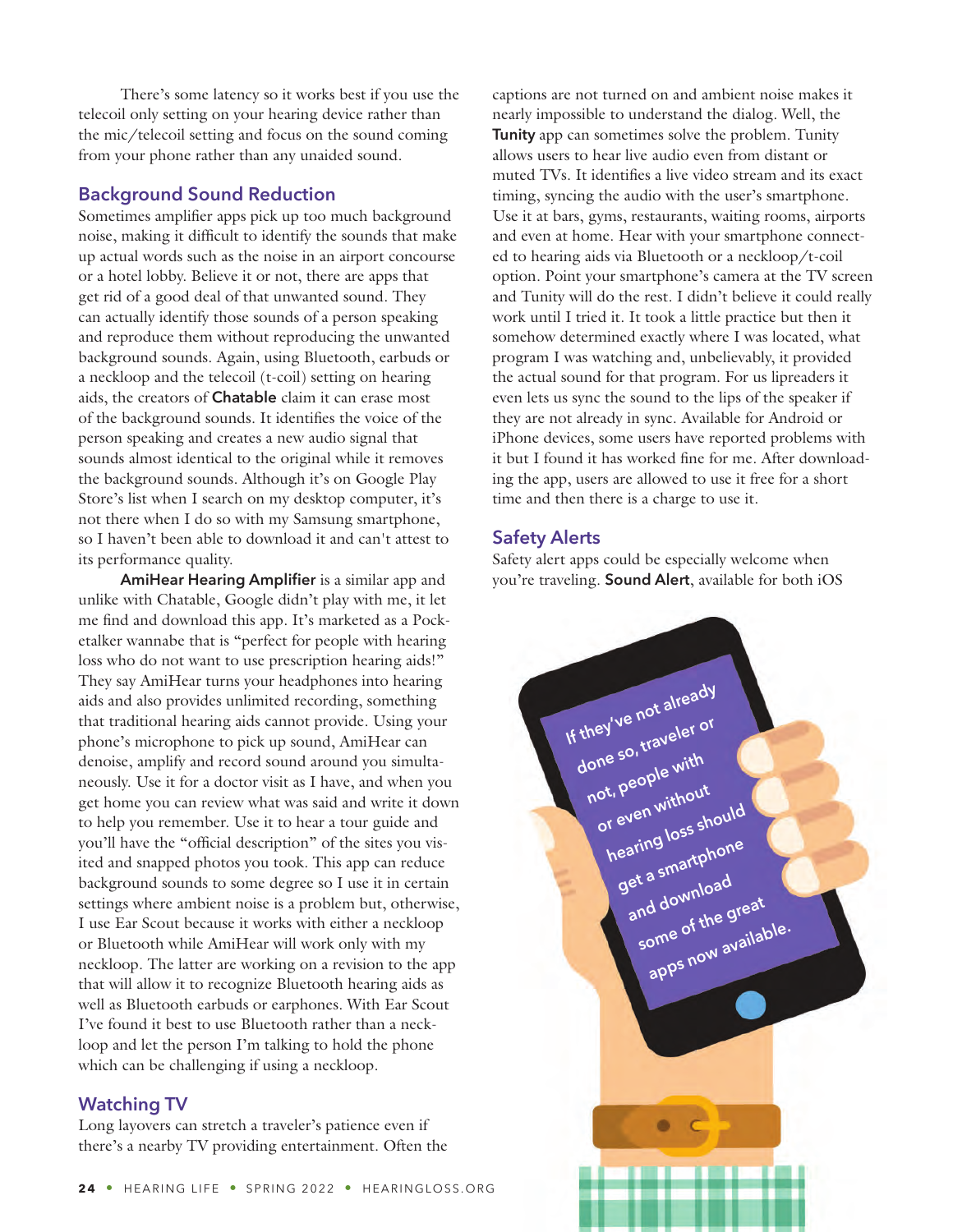There's some latency so it works best if you use the telecoil only setting on your hearing device rather than the mic/telecoil setting and focus on the sound coming from your phone rather than any unaided sound.

## Background Sound Reduction

Sometimes amplifier apps pick up too much background noise, making it difficult to identify the sounds that make up actual words such as the noise in an airport concourse or a hotel lobby. Believe it or not, there are apps that get rid of a good deal of that unwanted sound. They can actually identify those sounds of a person speaking and reproduce them without reproducing the unwanted background sounds. Again, using Bluetooth, earbuds or a neckloop and the telecoil (t-coil) setting on hearing aids, the creators of **Chatable** claim it can erase most of the background sounds. It identifies the voice of the person speaking and creates a new audio signal that sounds almost identical to the original while it removes the background sounds. Although it's on Google Play Store's list when I search on my desktop computer, it's not there when I do so with my Samsung smartphone, so I haven't been able to download it and can't attest to its performance quality.

**AmiHear Hearing Amplifier** is a similar app and unlike with Chatable, Google didn't play with me, it let me find and download this app. It's marketed as a Pocketalker wannabe that is "perfect for people with hearing loss who do not want to use prescription hearing aids!" They say AmiHear turns your headphones into hearing aids and also provides unlimited recording, something that traditional hearing aids cannot provide. Using your phone's microphone to pick up sound, AmiHear can denoise, amplify and record sound around you simultaneously. Use it for a doctor visit as I have, and when you get home you can review what was said and write it down to help you remember. Use it to hear a tour guide and you'll have the "official description" of the sites you visited and snapped photos you took. This app can reduce background sounds to some degree so I use it in certain settings where ambient noise is a problem but, otherwise, I use Ear Scout because it works with either a neckloop or Bluetooth while AmiHear will work only with my neckloop. The latter are working on a revision to the app that will allow it to recognize Bluetooth hearing aids as well as Bluetooth earbuds or earphones. With Ear Scout I've found it best to use Bluetooth rather than a neckloop and let the person I'm talking to hold the phone which can be challenging if using a neckloop.

## Watching TV

Long layovers can stretch a traveler's patience even if there's a nearby TV providing entertainment. Often the captions are not turned on and ambient noise makes it nearly impossible to understand the dialog. Well, the **Tunity** app can sometimes solve the problem. Tunity allows users to hear live audio even from distant or muted TVs. It identifies a live video stream and its exact timing, syncing the audio with the user's smartphone. Use it at bars, gyms, restaurants, waiting rooms, airports and even at home. Hear with your smartphone connected to hearing aids via Bluetooth or a neckloop/t-coil option. Point your smartphone's camera at the TV screen and Tunity will do the rest. I didn't believe it could really work until I tried it. It took a little practice but then it somehow determined exactly where I was located, what program I was watching and, unbelievably, it provided the actual sound for that program. For us lipreaders it even lets us sync the sound to the lips of the speaker if they are not already in sync. Available for Android or iPhone devices, some users have reported problems with it but I found it has worked fine for me. After downloading the app, users are allowed to use it free for a short time and then there is a charge to use it.

## Safety Alerts

Safety alert apps could be especially welcome when you're traveling. **Sound Alert**, available for both iOS

If they've not already done so, traveler or not, people with or even without hearing loss should get a smartphone and download some of the great apps now available.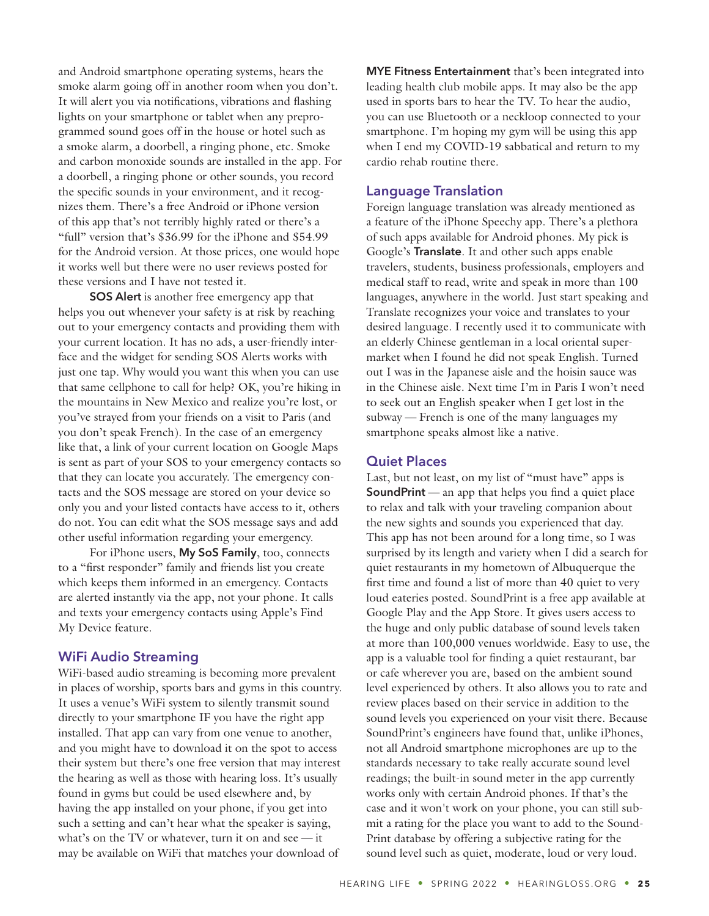and Android smartphone operating systems, hears the smoke alarm going off in another room when you don't. It will alert you via notifications, vibrations and flashing lights on your smartphone or tablet when any preprogrammed sound goes off in the house or hotel such as a smoke alarm, a doorbell, a ringing phone, etc. Smoke and carbon monoxide sounds are installed in the app. For a doorbell, a ringing phone or other sounds, you record the specific sounds in your environment, and it recognizes them. There's a free Android or iPhone version of this app that's not terribly highly rated or there's a "full" version that's $36.99 for the iPhone and $54.99 for the Android version. At those prices, one would hope it works well but there were no user reviews posted for these versions and I have not tested it.

**SOS Alert** is another free emergency app that helps you out whenever your safety is at risk by reaching out to your emergency contacts and providing them with your current location. It has no ads, a user-friendly interface and the widget for sending SOS Alerts works with just one tap. Why would you want this when you can use that same cellphone to call for help? OK, you're hiking in the mountains in New Mexico and realize you're lost, or you've strayed from your friends on a visit to Paris (and you don't speak French). In the case of an emergency like that, a link of your current location on Google Maps is sent as part of your SOS to your emergency contacts so that they can locate you accurately. The emergency contacts and the SOS message are stored on your device so only you and your listed contacts have access to it, others do not. You can edit what the SOS message says and add other useful information regarding your emergency.

For iPhone users, **My SoS Family**, too, connects to a "first responder" family and friends list you create which keeps them informed in an emergency. Contacts are alerted instantly via the app, not your phone. It calls and texts your emergency contacts using Apple's Find My Device feature.

## WiFi Audio Streaming

WiFi-based audio streaming is becoming more prevalent in places of worship, sports bars and gyms in this country. It uses a venue's WiFi system to silently transmit sound directly to your smartphone IF you have the right app installed. That app can vary from one venue to another, and you might have to download it on the spot to access their system but there's one free version that may interest the hearing as well as those with hearing loss. It's usually found in gyms but could be used elsewhere and, by having the app installed on your phone, if you get into such a setting and can't hear what the speaker is saying, what's on the TV or whatever, turn it on and see — it may be available on WiFi that matches your download of **MYE Fitness Entertainment** that's been integrated into leading health club mobile apps. It may also be the app used in sports bars to hear the TV. To hear the audio, you can use Bluetooth or a neckloop connected to your smartphone. I'm hoping my gym will be using this app when I end my COVID-19 sabbatical and return to my cardio rehab routine there.

## Language Translation

Foreign language translation was already mentioned as a feature of the iPhone Speechy app. There's a plethora of such apps available for Android phones. My pick is Google's **Translate**. It and other such apps enable travelers, students, business professionals, employers and medical staff to read, write and speak in more than 100 languages, anywhere in the world. Just start speaking and Translate recognizes your voice and translates to your desired language. I recently used it to communicate with an elderly Chinese gentleman in a local oriental supermarket when I found he did not speak English. Turned out I was in the Japanese aisle and the hoisin sauce was in the Chinese aisle. Next time I'm in Paris I won't need to seek out an English speaker when I get lost in the subway — French is one of the many languages my smartphone speaks almost like a native.

## Quiet Places

Last, but not least, on my list of "must have" apps is **SoundPrint** — an app that helps you find a quiet place to relax and talk with your traveling companion about the new sights and sounds you experienced that day. This app has not been around for a long time, so I was surprised by its length and variety when I did a search for quiet restaurants in my hometown of Albuquerque the first time and found a list of more than 40 quiet to very loud eateries posted. SoundPrint is a free app available at Google Play and the App Store. It gives users access to the huge and only public database of sound levels taken at more than 100,000 venues worldwide. Easy to use, the app is a valuable tool for finding a quiet restaurant, bar or cafe wherever you are, based on the ambient sound level experienced by others. It also allows you to rate and review places based on their service in addition to the sound levels you experienced on your visit there. Because SoundPrint's engineers have found that, unlike iPhones, not all Android smartphone microphones are up to the standards necessary to take really accurate sound level readings; the built-in sound meter in the app currently works only with certain Android phones. If that's the case and it won't work on your phone, you can still submit a rating for the place you want to add to the SoundPrint database by offering a subjective rating for the sound level such as quiet, moderate, loud or very loud.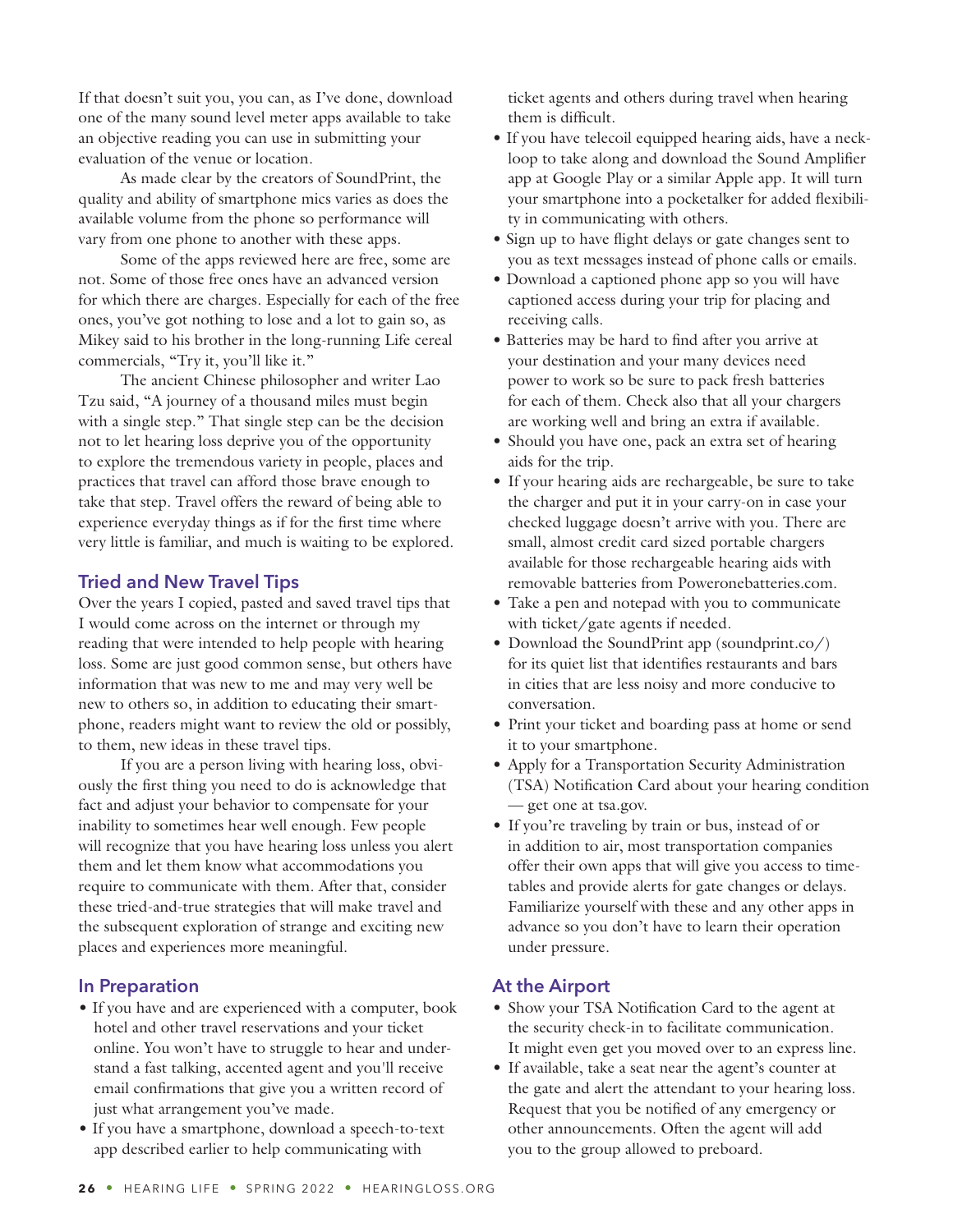If that doesn't suit you, you can, as I've done, download one of the many sound level meter apps available to take an objective reading you can use in submitting your evaluation of the venue or location.

As made clear by the creators of SoundPrint, the quality and ability of smartphone mics varies as does the available volume from the phone so performance will vary from one phone to another with these apps.

Some of the apps reviewed here are free, some are not. Some of those free ones have an advanced version for which there are charges. Especially for each of the free ones, you've got nothing to lose and a lot to gain so, as Mikey said to his brother in the long-running Life cereal commercials, "Try it, you'll like it."

The ancient Chinese philosopher and writer Lao Tzu said, "A journey of a thousand miles must begin with a single step." That single step can be the decision not to let hearing loss deprive you of the opportunity to explore the tremendous variety in people, places and practices that travel can afford those brave enough to take that step. Travel offers the reward of being able to experience everyday things as if for the first time where very little is familiar, and much is waiting to be explored.

## Tried and New Travel Tips

Over the years I copied, pasted and saved travel tips that I would come across on the internet or through my reading that were intended to help people with hearing loss. Some are just good common sense, but others have information that was new to me and may very well be new to others so, in addition to educating their smartphone, readers might want to review the old or possibly, to them, new ideas in these travel tips.

If you are a person living with hearing loss, obviously the first thing you need to do is acknowledge that fact and adjust your behavior to compensate for your inability to sometimes hear well enough. Few people will recognize that you have hearing loss unless you alert them and let them know what accommodations you require to communicate with them. After that, consider these tried-and-true strategies that will make travel and the subsequent exploration of strange and exciting new places and experiences more meaningful.

## In Preparation

- If you have and are experienced with a computer, book hotel and other travel reservations and your ticket online. You won't have to struggle to hear and understand a fast talking, accented agent and you'll receive email confirmations that give you a written record of just what arrangement you've made.
- If you have a smartphone, download a speech-to-text app described earlier to help communicating with ticket agents and others during travel when hearing them is difficult.
- If you have telecoil equipped hearing aids, have a neckloop to take along and download the Sound Amplifier app at Google Play or a similar Apple app. It will turn your smartphone into a pocketalker for added flexibility in communicating with others.
- Sign up to have flight delays or gate changes sent to you as text messages instead of phone calls or emails.
- Download a captioned phone app so you will have captioned access during your trip for placing and receiving calls.
- Batteries may be hard to find after you arrive at your destination and your many devices need power to work so be sure to pack fresh batteries for each of them. Check also that all your chargers are working well and bring an extra if available.
- Should you have one, pack an extra set of hearing aids for the trip.
- If your hearing aids are rechargeable, be sure to take the charger and put it in your carry-on in case your checked luggage doesn't arrive with you. There are small, almost credit card sized portable chargers available for those rechargeable hearing aids with removable batteries from Poweronebatteries.com.
- Take a pen and notepad with you to communicate with ticket/gate agents if needed.
- Download the SoundPrint app (soundprint.co/) for its quiet list that identifies restaurants and bars in cities that are less noisy and more conducive to conversation.
- Print your ticket and boarding pass at home or send it to your smartphone.
- Apply for a Transportation Security Administration (TSA) Notification Card about your hearing condition — get one at tsa.gov.
- If you're traveling by train or bus, instead of or in addition to air, most transportation companies offer their own apps that will give you access to timetables and provide alerts for gate changes or delays. Familiarize yourself with these and any other apps in advance so you don't have to learn their operation under pressure.

## At the Airport

- Show your TSA Notification Card to the agent at the security check-in to facilitate communication. It might even get you moved over to an express line.
- If available, take a seat near the agent's counter at the gate and alert the attendant to your hearing loss. Request that you be notified of any emergency or other announcements. Often the agent will add you to the group allowed to preboard.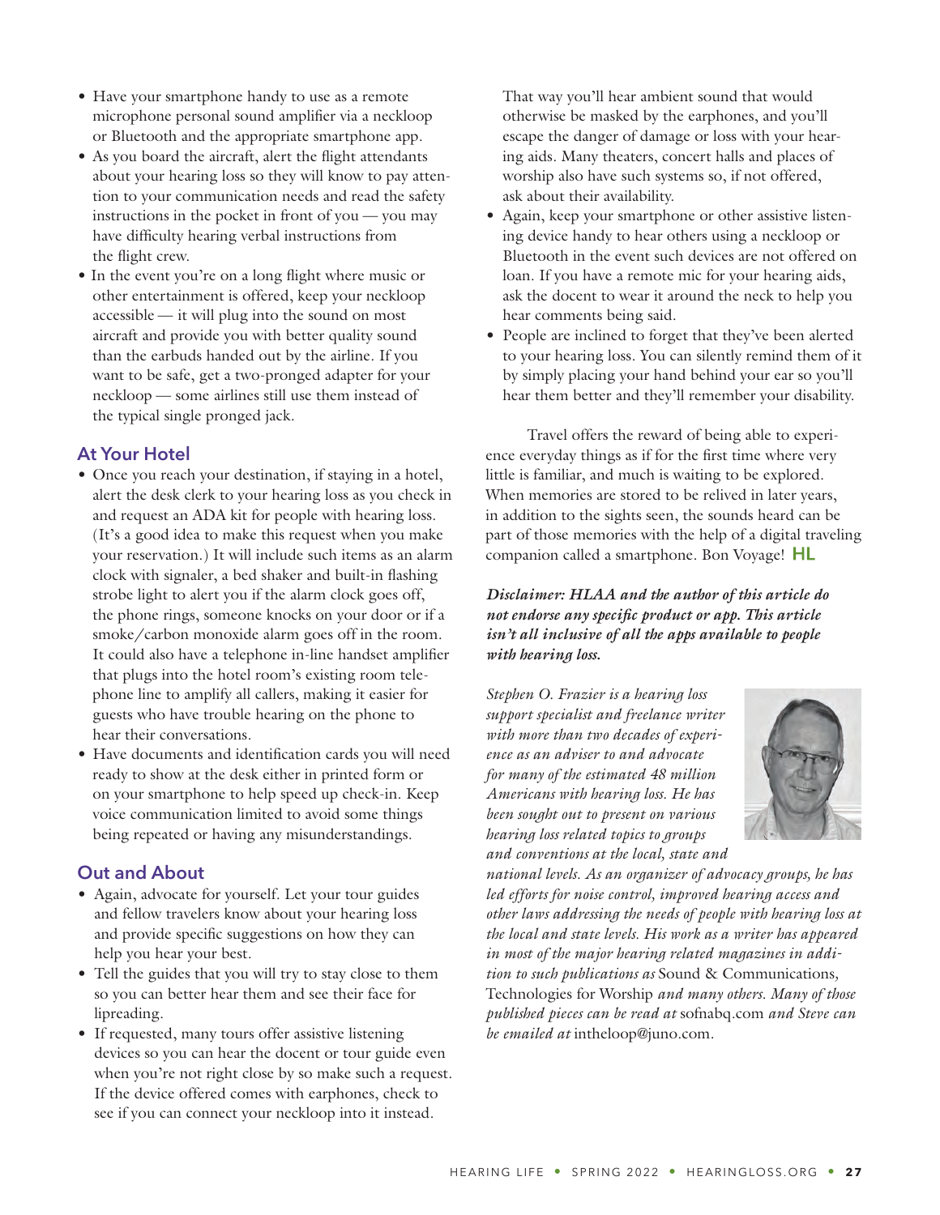- Have your smartphone handy to use as a remote microphone personal sound amplifier via a neckloop or Bluetooth and the appropriate smartphone app.
- As you board the aircraft, alert the flight attendants about your hearing loss so they will know to pay attention to your communication needs and read the safety instructions in the pocket in front of you — you may have difficulty hearing verbal instructions from the flight crew.
- In the event you're on a long flight where music or other entertainment is offered, keep your neckloop accessible — it will plug into the sound on most aircraft and provide you with better quality sound than the earbuds handed out by the airline. If you want to be safe, get a two-pronged adapter for your neckloop — some airlines still use them instead of the typical single pronged jack.

## At Your Hotel

- Once you reach your destination, if staying in a hotel, alert the desk clerk to your hearing loss as you check in and request an ADA kit for people with hearing loss. (It's a good idea to make this request when you make your reservation.) It will include such items as an alarm clock with signaler, a bed shaker and built-in flashing strobe light to alert you if the alarm clock goes off, the phone rings, someone knocks on your door or if a smoke/carbon monoxide alarm goes off in the room. It could also have a telephone in-line handset amplifier that plugs into the hotel room's existing room telephone line to amplify all callers, making it easier for guests who have trouble hearing on the phone to hear their conversations.
- Have documents and identification cards you will need ready to show at the desk either in printed form or on your smartphone to help speed up check-in. Keep voice communication limited to avoid some things being repeated or having any misunderstandings.

## Out and About

- Again, advocate for yourself. Let your tour guides and fellow travelers know about your hearing loss and provide specific suggestions on how they can help you hear your best.
- Tell the guides that you will try to stay close to them so you can better hear them and see their face for lipreading.
- If requested, many tours offer assistive listening devices so you can hear the docent or tour guide even when you're not right close by so make such a request. If the device offered comes with earphones, check to see if you can connect your neckloop into it instead. That way you'll hear ambient sound that would otherwise be masked by the earphones, and you'll escape the danger of damage or loss with your hearing aids. Many theaters, concert halls and places of worship also have such systems so, if not offered, ask about their availability.
- Again, keep your smartphone or other assistive listening device handy to hear others using a neckloop or Bluetooth in the event such devices are not offered on loan. If you have a remote mic for your hearing aids, ask the docent to wear it around the neck to help you hear comments being said.
- People are inclined to forget that they've been alerted to your hearing loss. You can silently remind them of it by simply placing your hand behind your ear so you'll hear them better and they'll remember your disability.

Travel offers the reward of being able to experience everyday things as if for the first time where very little is familiar, and much is waiting to be explored. When memories are stored to be relived in later years, in addition to the sights seen, the sounds heard can be part of those memories with the help of a digital traveling companion called a smartphone. Bon Voyage! **HL**

***Disclaimer: HLAA and the author of this article do not endorse any specific product or app. This article isn't all inclusive of all the apps available to people with hearing loss.***

*Stephen O. Frazier is a hearing loss support specialist and freelance writer with more than two decades of experience as an adviser to and advocate for many of the estimated 48 million Americans with hearing loss. He has been sought out to present on various hearing loss related topics to groups and conventions at the local, state and national levels. As an organizer of advocacy groups, he has led efforts for noise control, improved hearing access and other laws addressing the needs of people with hearing loss at the local and state levels. His work as a writer has appeared in most of the major hearing related magazines in addition to such publications as* Sound & Communications, Technologies for Worship *and many others. Many of those published pieces can be read at* sofnabq.com *and Steve can be emailed at* intheloop@juno.com.